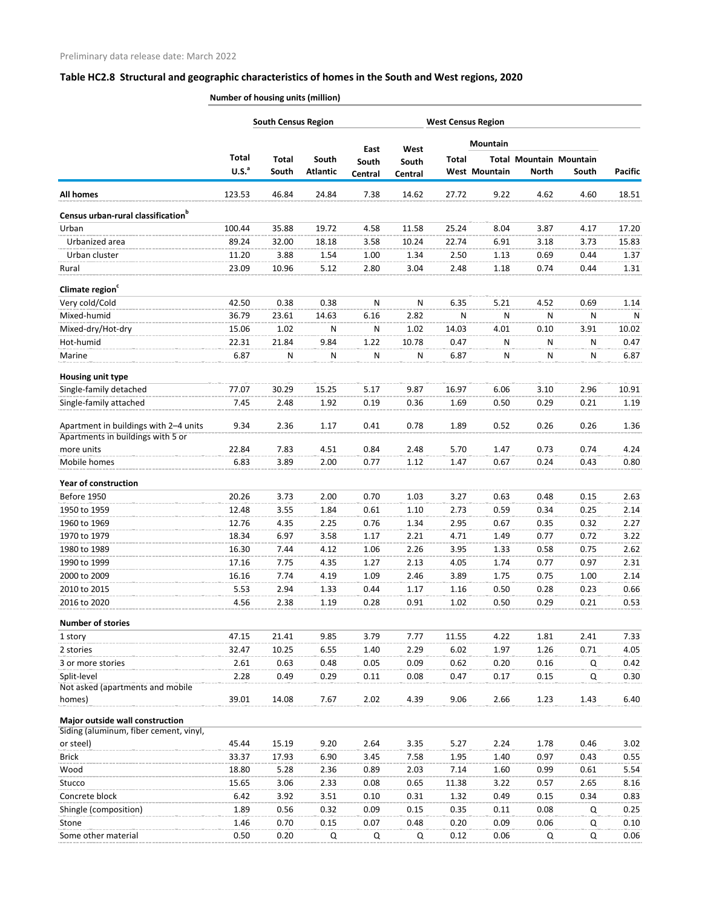Preliminary data release date: March 2022

## Table HC2.8 Structural and geographic characteristics of homes in the South and West regions, 2020

Number of housing units (million)

| | | South Census Region | | | | West Census Region | Mountain | | | |
|---|---|---|---|---|---|---|---|---|---|---|
| | Total U.S.[a] | Total South | South Atlantic | East South Central | West South Central | Total West | Total Mountain | Mountain North | Mountain South | Pacific |
| **All homes** | 123.53 | 46.84 | 24.84 | 7.38 | 14.62 | 27.72 | 9.22 | 4.62 | 4.60 | 18.51 |
| **Census urban-rural classification[b]** | | | | | | | | | | |
| Urban | 100.44 | 35.88 | 19.72 | 4.58 | 11.58 | 25.24 | 8.04 | 3.87 | 4.17 | 17.20 |
| Urbanized area | 89.24 | 32.00 | 18.18 | 3.58 | 10.24 | 22.74 | 6.91 | 3.18 | 3.73 | 15.83 |
| Urban cluster | 11.20 | 3.88 | 1.54 | 1.00 | 1.34 | 2.50 | 1.13 | 0.69 | 0.44 | 1.37 |
| Rural | 23.09 | 10.96 | 5.12 | 2.80 | 3.04 | 2.48 | 1.18 | 0.74 | 0.44 | 1.31 |
| **Climate region[c]** | | | | | | | | | | |
| Very cold/Cold | 42.50 | 0.38 | 0.38 | N | N | 6.35 | 5.21 | 4.52 | 0.69 | 1.14 |
| Mixed-humid | 36.79 | 23.61 | 14.63 | 6.16 | 2.82 | N | N | N | N | N |
| Mixed-dry/Hot-dry | 15.06 | 1.02 | N | N | 1.02 | 14.03 | 4.01 | 0.10 | 3.91 | 10.02 |
| Hot-humid | 22.31 | 21.84 | 9.84 | 1.22 | 10.78 | 0.47 | N | N | N | 0.47 |
| Marine | 6.87 | N | N | N | N | 6.87 | N | N | N | 6.87 |
| **Housing unit type** | | | | | | | | | | |
| Single-family detached | 77.07 | 30.29 | 15.25 | 5.17 | 9.87 | 16.97 | 6.06 | 3.10 | 2.96 | 10.91 |
| Single-family attached | 7.45 | 2.48 | 1.92 | 0.19 | 0.36 | 1.69 | 0.50 | 0.29 | 0.21 | 1.19 |
| Apartment in buildings with 2–4 units | 9.34 | 2.36 | 1.17 | 0.41 | 0.78 | 1.89 | 0.52 | 0.26 | 0.26 | 1.36 |
| Apartments in buildings with 5 or more units | 22.84 | 7.83 | 4.51 | 0.84 | 2.48 | 5.70 | 1.47 | 0.73 | 0.74 | 4.24 |
| Mobile homes | 6.83 | 3.89 | 2.00 | 0.77 | 1.12 | 1.47 | 0.67 | 0.24 | 0.43 | 0.80 |
| **Year of construction** | | | | | | | | | | |
| Before 1950 | 20.26 | 3.73 | 2.00 | 0.70 | 1.03 | 3.27 | 0.63 | 0.48 | 0.15 | 2.63 |
| 1950 to 1959 | 12.48 | 3.55 | 1.84 | 0.61 | 1.10 | 2.73 | 0.59 | 0.34 | 0.25 | 2.14 |
| 1960 to 1969 | 12.76 | 4.35 | 2.25 | 0.76 | 1.34 | 2.95 | 0.67 | 0.35 | 0.32 | 2.27 |
| 1970 to 1979 | 18.34 | 6.97 | 3.58 | 1.17 | 2.21 | 4.71 | 1.49 | 0.77 | 0.72 | 3.22 |
| 1980 to 1989 | 16.30 | 7.44 | 4.12 | 1.06 | 2.26 | 3.95 | 1.33 | 0.58 | 0.75 | 2.62 |
| 1990 to 1999 | 17.16 | 7.75 | 4.35 | 1.27 | 2.13 | 4.05 | 1.74 | 0.77 | 0.97 | 2.31 |
| 2000 to 2009 | 16.16 | 7.74 | 4.19 | 1.09 | 2.46 | 3.89 | 1.75 | 0.75 | 1.00 | 2.14 |
| 2010 to 2015 | 5.53 | 2.94 | 1.33 | 0.44 | 1.17 | 1.16 | 0.50 | 0.28 | 0.23 | 0.66 |
| 2016 to 2020 | 4.56 | 2.38 | 1.19 | 0.28 | 0.91 | 1.02 | 0.50 | 0.29 | 0.21 | 0.53 |
| **Number of stories** | | | | | | | | | | |
| 1 story | 47.15 | 21.41 | 9.85 | 3.79 | 7.77 | 11.55 | 4.22 | 1.81 | 2.41 | 7.33 |
| 2 stories | 32.47 | 10.25 | 6.55 | 1.40 | 2.29 | 6.02 | 1.97 | 1.26 | 0.71 | 4.05 |
| 3 or more stories | 2.61 | 0.63 | 0.48 | 0.05 | 0.09 | 0.62 | 0.20 | 0.16 | Q | 0.42 |
| Split-level | 2.28 | 0.49 | 0.29 | 0.11 | 0.08 | 0.47 | 0.17 | 0.15 | Q | 0.30 |
| Not asked (apartments and mobile homes) | 39.01 | 14.08 | 7.67 | 2.02 | 4.39 | 9.06 | 2.66 | 1.23 | 1.43 | 6.40 |
| **Major outside wall construction** | | | | | | | | | | |
| Siding (aluminum, fiber cement, vinyl, or steel) | 45.44 | 15.19 | 9.20 | 2.64 | 3.35 | 5.27 | 2.24 | 1.78 | 0.46 | 3.02 |
| Brick | 33.37 | 17.93 | 6.90 | 3.45 | 7.58 | 1.95 | 1.40 | 0.97 | 0.43 | 0.55 |
| Wood | 18.80 | 5.28 | 2.36 | 0.89 | 2.03 | 7.14 | 1.60 | 0.99 | 0.61 | 5.54 |
| Stucco | 15.65 | 3.06 | 2.33 | 0.08 | 0.65 | 11.38 | 3.22 | 0.57 | 2.65 | 8.16 |
| Concrete block | 6.42 | 3.92 | 3.51 | 0.10 | 0.31 | 1.32 | 0.49 | 0.15 | 0.34 | 0.83 |
| Shingle (composition) | 1.89 | 0.56 | 0.32 | 0.09 | 0.15 | 0.35 | 0.11 | 0.08 | Q | 0.25 |
| Stone | 1.46 | 0.70 | 0.15 | 0.07 | 0.48 | 0.20 | 0.09 | 0.06 | Q | 0.10 |
| Some other material | 0.50 | 0.20 | Q | Q | Q | 0.12 | 0.06 | Q | Q | 0.06 |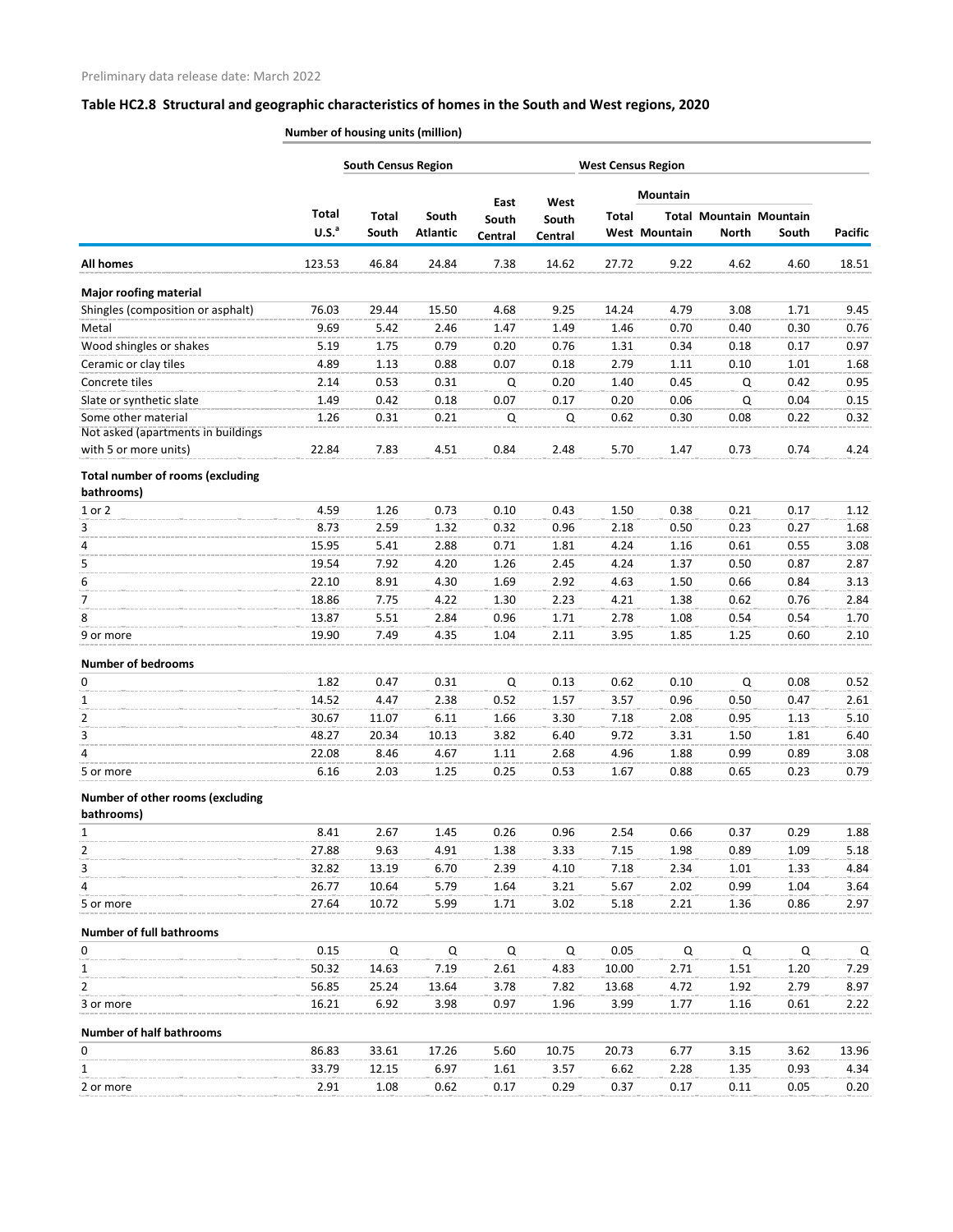Preliminary data release date: March 2022

## Table HC2.8 Structural and geographic characteristics of homes in the South and West regions, 2020

| | Number of housing units (million) | | | | | | | | | |
|---|---|---|---|---|---|---|---|---|---|---|
| | | South Census Region | | | | West Census Region | | | | |
| | | | | | | | Mountain | | | |
| | Total U.S.[a] | Total South | South Atlantic | East South Central | West South Central | Total West | Total Mountain | Mountain North | Mountain South | Pacific |
| **All homes** | 123.53 | 46.84 | 24.84 | 7.38 | 14.62 | 27.72 | 9.22 | 4.62 | 4.60 | 18.51 |
| **Major roofing material** | | | | | | | | | | |
| Shingles (composition or asphalt) | 76.03 | 29.44 | 15.50 | 4.68 | 9.25 | 14.24 | 4.79 | 3.08 | 1.71 | 9.45 |
| Metal | 9.69 | 5.42 | 2.46 | 1.47 | 1.49 | 1.46 | 0.70 | 0.40 | 0.30 | 0.76 |
| Wood shingles or shakes | 5.19 | 1.75 | 0.79 | 0.20 | 0.76 | 1.31 | 0.34 | 0.18 | 0.17 | 0.97 |
| Ceramic or clay tiles | 4.89 | 1.13 | 0.88 | 0.07 | 0.18 | 2.79 | 1.11 | 0.10 | 1.01 | 1.68 |
| Concrete tiles | 2.14 | 0.53 | 0.31 | Q | 0.20 | 1.40 | 0.45 | Q | 0.42 | 0.95 |
| Slate or synthetic slate | 1.49 | 0.42 | 0.18 | 0.07 | 0.17 | 0.20 | 0.06 | Q | 0.04 | 0.15 |
| Some other material | 1.26 | 0.31 | 0.21 | Q | Q | 0.62 | 0.30 | 0.08 | 0.22 | 0.32 |
| Not asked (apartments in buildings with 5 or more units) | 22.84 | 7.83 | 4.51 | 0.84 | 2.48 | 5.70 | 1.47 | 0.73 | 0.74 | 4.24 |
| **Total number of rooms (excluding bathrooms)** | | | | | | | | | | |
| 1 or 2 | 4.59 | 1.26 | 0.73 | 0.10 | 0.43 | 1.50 | 0.38 | 0.21 | 0.17 | 1.12 |
| 3 | 8.73 | 2.59 | 1.32 | 0.32 | 0.96 | 2.18 | 0.50 | 0.23 | 0.27 | 1.68 |
| 4 | 15.95 | 5.41 | 2.88 | 0.71 | 1.81 | 4.24 | 1.16 | 0.61 | 0.55 | 3.08 |
| 5 | 19.54 | 7.92 | 4.20 | 1.26 | 2.45 | 4.24 | 1.37 | 0.50 | 0.87 | 2.87 |
| 6 | 22.10 | 8.91 | 4.30 | 1.69 | 2.92 | 4.63 | 1.50 | 0.66 | 0.84 | 3.13 |
| 7 | 18.86 | 7.75 | 4.22 | 1.30 | 2.23 | 4.21 | 1.38 | 0.62 | 0.76 | 2.84 |
| 8 | 13.87 | 5.51 | 2.84 | 0.96 | 1.71 | 2.78 | 1.08 | 0.54 | 0.54 | 1.70 |
| 9 or more | 19.90 | 7.49 | 4.35 | 1.04 | 2.11 | 3.95 | 1.85 | 1.25 | 0.60 | 2.10 |
| **Number of bedrooms** | | | | | | | | | | |
| 0 | 1.82 | 0.47 | 0.31 | Q | 0.13 | 0.62 | 0.10 | Q | 0.08 | 0.52 |
| 1 | 14.52 | 4.47 | 2.38 | 0.52 | 1.57 | 3.57 | 0.96 | 0.50 | 0.47 | 2.61 |
| 2 | 30.67 | 11.07 | 6.11 | 1.66 | 3.30 | 7.18 | 2.08 | 0.95 | 1.13 | 5.10 |
| 3 | 48.27 | 20.34 | 10.13 | 3.82 | 6.40 | 9.72 | 3.31 | 1.50 | 1.81 | 6.40 |
| 4 | 22.08 | 8.46 | 4.67 | 1.11 | 2.68 | 4.96 | 1.88 | 0.99 | 0.89 | 3.08 |
| 5 or more | 6.16 | 2.03 | 1.25 | 0.25 | 0.53 | 1.67 | 0.88 | 0.65 | 0.23 | 0.79 |
| **Number of other rooms (excluding bathrooms)** | | | | | | | | | | |
| 1 | 8.41 | 2.67 | 1.45 | 0.26 | 0.96 | 2.54 | 0.66 | 0.37 | 0.29 | 1.88 |
| 2 | 27.88 | 9.63 | 4.91 | 1.38 | 3.33 | 7.15 | 1.98 | 0.89 | 1.09 | 5.18 |
| 3 | 32.82 | 13.19 | 6.70 | 2.39 | 4.10 | 7.18 | 2.34 | 1.01 | 1.33 | 4.84 |
| 4 | 26.77 | 10.64 | 5.79 | 1.64 | 3.21 | 5.67 | 2.02 | 0.99 | 1.04 | 3.64 |
| 5 or more | 27.64 | 10.72 | 5.99 | 1.71 | 3.02 | 5.18 | 2.21 | 1.36 | 0.86 | 2.97 |
| **Number of full bathrooms** | | | | | | | | | | |
| 0 | 0.15 | Q | Q | Q | Q | 0.05 | Q | Q | Q | Q |
| 1 | 50.32 | 14.63 | 7.19 | 2.61 | 4.83 | 10.00 | 2.71 | 1.51 | 1.20 | 7.29 |
| 2 | 56.85 | 25.24 | 13.64 | 3.78 | 7.82 | 13.68 | 4.72 | 1.92 | 2.79 | 8.97 |
| 3 or more | 16.21 | 6.92 | 3.98 | 0.97 | 1.96 | 3.99 | 1.77 | 1.16 | 0.61 | 2.22 |
| **Number of half bathrooms** | | | | | | | | | | |
| 0 | 86.83 | 33.61 | 17.26 | 5.60 | 10.75 | 20.73 | 6.77 | 3.15 | 3.62 | 13.96 |
| 1 | 33.79 | 12.15 | 6.97 | 1.61 | 3.57 | 6.62 | 2.28 | 1.35 | 0.93 | 4.34 |
| 2 or more | 2.91 | 1.08 | 0.62 | 0.17 | 0.29 | 0.37 | 0.17 | 0.11 | 0.05 | 0.20 |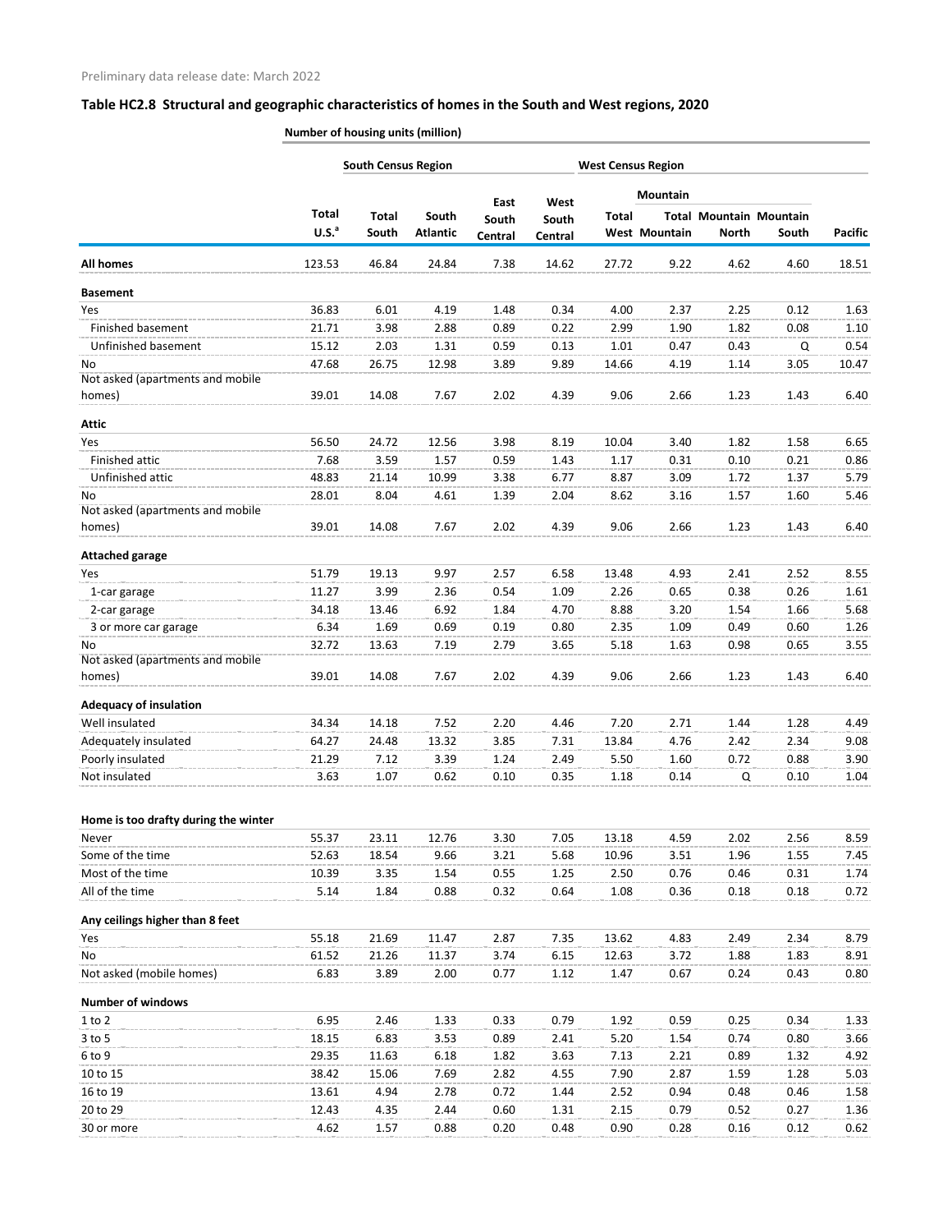Preliminary data release date: March 2022

## Table HC2.8 Structural and geographic characteristics of homes in the South and West regions, 2020

Number of housing units (million)

| | | South Census Region | | | | West Census Region | | | | |
|---|---|---|---|---|---|---|---|---|---|---|
| | | | | | | | Mountain | | | |
| | Total U.S.[a] | Total South | South Atlantic | East South Central | West South Central | Total West | Total Mountain | Mountain North | Mountain South | Pacific |
| **All homes** | 123.53 | 46.84 | 24.84 | 7.38 | 14.62 | 27.72 | 9.22 | 4.62 | 4.60 | 18.51 |
| **Basement** | | | | | | | | | | |
| Yes | 36.83 | 6.01 | 4.19 | 1.48 | 0.34 | 4.00 | 2.37 | 2.25 | 0.12 | 1.63 |
| Finished basement | 21.71 | 3.98 | 2.88 | 0.89 | 0.22 | 2.99 | 1.90 | 1.82 | 0.08 | 1.10 |
| Unfinished basement | 15.12 | 2.03 | 1.31 | 0.59 | 0.13 | 1.01 | 0.47 | 0.43 | Q | 0.54 |
| No | 47.68 | 26.75 | 12.98 | 3.89 | 9.89 | 14.66 | 4.19 | 1.14 | 3.05 | 10.47 |
| Not asked (apartments and mobile homes) | 39.01 | 14.08 | 7.67 | 2.02 | 4.39 | 9.06 | 2.66 | 1.23 | 1.43 | 6.40 |
| **Attic** | | | | | | | | | | |
| Yes | 56.50 | 24.72 | 12.56 | 3.98 | 8.19 | 10.04 | 3.40 | 1.82 | 1.58 | 6.65 |
| Finished attic | 7.68 | 3.59 | 1.57 | 0.59 | 1.43 | 1.17 | 0.31 | 0.10 | 0.21 | 0.86 |
| Unfinished attic | 48.83 | 21.14 | 10.99 | 3.38 | 6.77 | 8.87 | 3.09 | 1.72 | 1.37 | 5.79 |
| No | 28.01 | 8.04 | 4.61 | 1.39 | 2.04 | 8.62 | 3.16 | 1.57 | 1.60 | 5.46 |
| Not asked (apartments and mobile homes) | 39.01 | 14.08 | 7.67 | 2.02 | 4.39 | 9.06 | 2.66 | 1.23 | 1.43 | 6.40 |
| **Attached garage** | | | | | | | | | | |
| Yes | 51.79 | 19.13 | 9.97 | 2.57 | 6.58 | 13.48 | 4.93 | 2.41 | 2.52 | 8.55 |
| 1-car garage | 11.27 | 3.99 | 2.36 | 0.54 | 1.09 | 2.26 | 0.65 | 0.38 | 0.26 | 1.61 |
| 2-car garage | 34.18 | 13.46 | 6.92 | 1.84 | 4.70 | 8.88 | 3.20 | 1.54 | 1.66 | 5.68 |
| 3 or more car garage | 6.34 | 1.69 | 0.69 | 0.19 | 0.80 | 2.35 | 1.09 | 0.49 | 0.60 | 1.26 |
| No | 32.72 | 13.63 | 7.19 | 2.79 | 3.65 | 5.18 | 1.63 | 0.98 | 0.65 | 3.55 |
| Not asked (apartments and mobile homes) | 39.01 | 14.08 | 7.67 | 2.02 | 4.39 | 9.06 | 2.66 | 1.23 | 1.43 | 6.40 |
| **Adequacy of insulation** | | | | | | | | | | |
| Well insulated | 34.34 | 14.18 | 7.52 | 2.20 | 4.46 | 7.20 | 2.71 | 1.44 | 1.28 | 4.49 |
| Adequately insulated | 64.27 | 24.48 | 13.32 | 3.85 | 7.31 | 13.84 | 4.76 | 2.42 | 2.34 | 9.08 |
| Poorly insulated | 21.29 | 7.12 | 3.39 | 1.24 | 2.49 | 5.50 | 1.60 | 0.72 | 0.88 | 3.90 |
| Not insulated | 3.63 | 1.07 | 0.62 | 0.10 | 0.35 | 1.18 | 0.14 | Q | 0.10 | 1.04 |
| **Home is too drafty during the winter** | | | | | | | | | | |
| Never | 55.37 | 23.11 | 12.76 | 3.30 | 7.05 | 13.18 | 4.59 | 2.02 | 2.56 | 8.59 |
| Some of the time | 52.63 | 18.54 | 9.66 | 3.21 | 5.68 | 10.96 | 3.51 | 1.96 | 1.55 | 7.45 |
| Most of the time | 10.39 | 3.35 | 1.54 | 0.55 | 1.25 | 2.50 | 0.76 | 0.46 | 0.31 | 1.74 |
| All of the time | 5.14 | 1.84 | 0.88 | 0.32 | 0.64 | 1.08 | 0.36 | 0.18 | 0.18 | 0.72 |
| **Any ceilings higher than 8 feet** | | | | | | | | | | |
| Yes | 55.18 | 21.69 | 11.47 | 2.87 | 7.35 | 13.62 | 4.83 | 2.49 | 2.34 | 8.79 |
| No | 61.52 | 21.26 | 11.37 | 3.74 | 6.15 | 12.63 | 3.72 | 1.88 | 1.83 | 8.91 |
| Not asked (mobile homes) | 6.83 | 3.89 | 2.00 | 0.77 | 1.12 | 1.47 | 0.67 | 0.24 | 0.43 | 0.80 |
| **Number of windows** | | | | | | | | | | |
| 1 to 2 | 6.95 | 2.46 | 1.33 | 0.33 | 0.79 | 1.92 | 0.59 | 0.25 | 0.34 | 1.33 |
| 3 to 5 | 18.15 | 6.83 | 3.53 | 0.89 | 2.41 | 5.20 | 1.54 | 0.74 | 0.80 | 3.66 |
| 6 to 9 | 29.35 | 11.63 | 6.18 | 1.82 | 3.63 | 7.13 | 2.21 | 0.89 | 1.32 | 4.92 |
| 10 to 15 | 38.42 | 15.06 | 7.69 | 2.82 | 4.55 | 7.90 | 2.87 | 1.59 | 1.28 | 5.03 |
| 16 to 19 | 13.61 | 4.94 | 2.78 | 0.72 | 1.44 | 2.52 | 0.94 | 0.48 | 0.46 | 1.58 |
| 20 to 29 | 12.43 | 4.35 | 2.44 | 0.60 | 1.31 | 2.15 | 0.79 | 0.52 | 0.27 | 1.36 |
| 30 or more | 4.62 | 1.57 | 0.88 | 0.20 | 0.48 | 0.90 | 0.28 | 0.16 | 0.12 | 0.62 |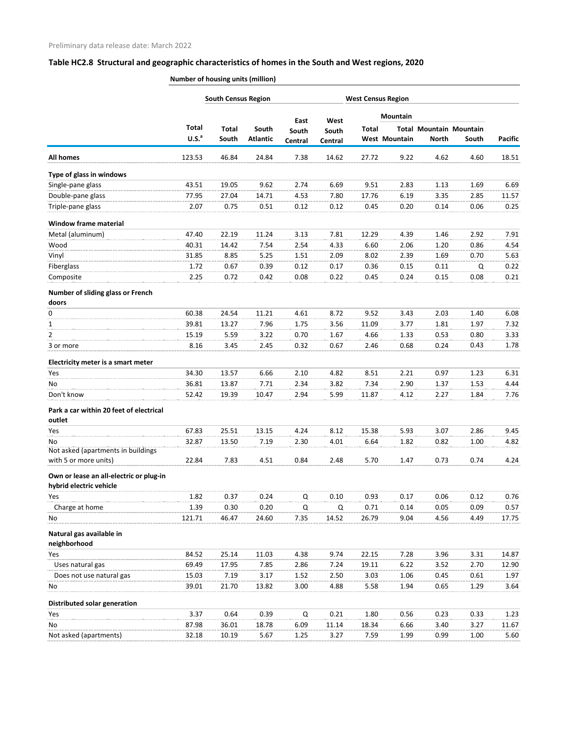Preliminary data release date: March 2022

## Table HC2.8 Structural and geographic characteristics of homes in the South and West regions, 2020

Number of housing units (million)

| | | South Census Region | | | | West Census Region | Mountain | | | |
|---|---|---|---|---|---|---|---|---|---|---|
| | Total U.S.[a] | Total South | South Atlantic | East South Central | West South Central | Total West | Total Mountain | Mountain North | Mountain South | Pacific |
| **All homes** | 123.53 | 46.84 | 24.84 | 7.38 | 14.62 | 27.72 | 9.22 | 4.62 | 4.60 | 18.51 |
| **Type of glass in windows** | | | | | | | | | | |
| Single-pane glass | 43.51 | 19.05 | 9.62 | 2.74 | 6.69 | 9.51 | 2.83 | 1.13 | 1.69 | 6.69 |
| Double-pane glass | 77.95 | 27.04 | 14.71 | 4.53 | 7.80 | 17.76 | 6.19 | 3.35 | 2.85 | 11.57 |
| Triple-pane glass | 2.07 | 0.75 | 0.51 | 0.12 | 0.12 | 0.45 | 0.20 | 0.14 | 0.06 | 0.25 |
| **Window frame material** | | | | | | | | | | |
| Metal (aluminum) | 47.40 | 22.19 | 11.24 | 3.13 | 7.81 | 12.29 | 4.39 | 1.46 | 2.92 | 7.91 |
| Wood | 40.31 | 14.42 | 7.54 | 2.54 | 4.33 | 6.60 | 2.06 | 1.20 | 0.86 | 4.54 |
| Vinyl | 31.85 | 8.85 | 5.25 | 1.51 | 2.09 | 8.02 | 2.39 | 1.69 | 0.70 | 5.63 |
| Fiberglass | 1.72 | 0.67 | 0.39 | 0.12 | 0.17 | 0.36 | 0.15 | 0.11 | Q | 0.22 |
| Composite | 2.25 | 0.72 | 0.42 | 0.08 | 0.22 | 0.45 | 0.24 | 0.15 | 0.08 | 0.21 |
| **Number of sliding glass or French doors** | | | | | | | | | | |
| 0 | 60.38 | 24.54 | 11.21 | 4.61 | 8.72 | 9.52 | 3.43 | 2.03 | 1.40 | 6.08 |
| 1 | 39.81 | 13.27 | 7.96 | 1.75 | 3.56 | 11.09 | 3.77 | 1.81 | 1.97 | 7.32 |
| 2 | 15.19 | 5.59 | 3.22 | 0.70 | 1.67 | 4.66 | 1.33 | 0.53 | 0.80 | 3.33 |
| 3 or more | 8.16 | 3.45 | 2.45 | 0.32 | 0.67 | 2.46 | 0.68 | 0.24 | 0.43 | 1.78 |
| **Electricity meter is a smart meter** | | | | | | | | | | |
| Yes | 34.30 | 13.57 | 6.66 | 2.10 | 4.82 | 8.51 | 2.21 | 0.97 | 1.23 | 6.31 |
| No | 36.81 | 13.87 | 7.71 | 2.34 | 3.82 | 7.34 | 2.90 | 1.37 | 1.53 | 4.44 |
| Don't know | 52.42 | 19.39 | 10.47 | 2.94 | 5.99 | 11.87 | 4.12 | 2.27 | 1.84 | 7.76 |
| **Park a car within 20 feet of electrical outlet** | | | | | | | | | | |
| Yes | 67.83 | 25.51 | 13.15 | 4.24 | 8.12 | 15.38 | 5.93 | 3.07 | 2.86 | 9.45 |
| No | 32.87 | 13.50 | 7.19 | 2.30 | 4.01 | 6.64 | 1.82 | 0.82 | 1.00 | 4.82 |
| Not asked (apartments in buildings with 5 or more units) | 22.84 | 7.83 | 4.51 | 0.84 | 2.48 | 5.70 | 1.47 | 0.73 | 0.74 | 4.24 |
| **Own or lease an all-electric or plug-in hybrid electric vehicle** | | | | | | | | | | |
| Yes | 1.82 | 0.37 | 0.24 | Q | 0.10 | 0.93 | 0.17 | 0.06 | 0.12 | 0.76 |
| Charge at home | 1.39 | 0.30 | 0.20 | Q | Q | 0.71 | 0.14 | 0.05 | 0.09 | 0.57 |
| No | 121.71 | 46.47 | 24.60 | 7.35 | 14.52 | 26.79 | 9.04 | 4.56 | 4.49 | 17.75 |
| **Natural gas available in neighborhood** | | | | | | | | | | |
| Yes | 84.52 | 25.14 | 11.03 | 4.38 | 9.74 | 22.15 | 7.28 | 3.96 | 3.31 | 14.87 |
| Uses natural gas | 69.49 | 17.95 | 7.85 | 2.86 | 7.24 | 19.11 | 6.22 | 3.52 | 2.70 | 12.90 |
| Does not use natural gas | 15.03 | 7.19 | 3.17 | 1.52 | 2.50 | 3.03 | 1.06 | 0.45 | 0.61 | 1.97 |
| No | 39.01 | 21.70 | 13.82 | 3.00 | 4.88 | 5.58 | 1.94 | 0.65 | 1.29 | 3.64 |
| **Distributed solar generation** | | | | | | | | | | |
| Yes | 3.37 | 0.64 | 0.39 | Q | 0.21 | 1.80 | 0.56 | 0.23 | 0.33 | 1.23 |
| No | 87.98 | 36.01 | 18.78 | 6.09 | 11.14 | 18.34 | 6.66 | 3.40 | 3.27 | 11.67 |
| Not asked (apartments) | 32.18 | 10.19 | 5.67 | 1.25 | 3.27 | 7.59 | 1.99 | 0.99 | 1.00 | 5.60 |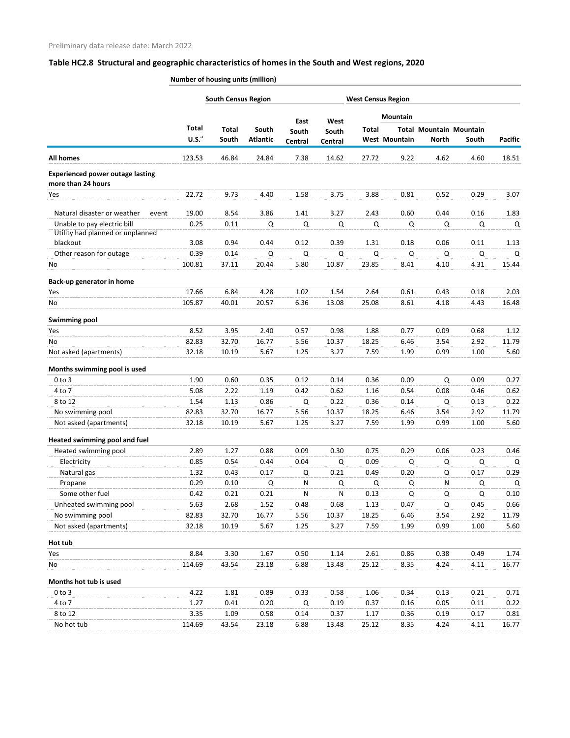Preliminary data release date: March 2022

## Table HC2.8 Structural and geographic characteristics of homes in the South and West regions, 2020

| | Number of housing units (million) | | | | | | | | | |
|---|---|---|---|---|---|---|---|---|---|---|
| | | South Census Region | | | | West Census Region | | | | |
| | | | | | | | Mountain | | | |
| | Total U.S.[a] | Total South | South Atlantic | East South Central | West South Central | Total West | Total Mountain | Mountain North | Mountain South | Pacific |
| **All homes** | 123.53 | 46.84 | 24.84 | 7.38 | 14.62 | 27.72 | 9.22 | 4.62 | 4.60 | 18.51 |
| **Experienced power outage lasting more than 24 hours** | | | | | | | | | | |
| Yes | 22.72 | 9.73 | 4.40 | 1.58 | 3.75 | 3.88 | 0.81 | 0.52 | 0.29 | 3.07 |
| Natural disaster or weather event | 19.00 | 8.54 | 3.86 | 1.41 | 3.27 | 2.43 | 0.60 | 0.44 | 0.16 | 1.83 |
| Unable to pay electric bill | 0.25 | 0.11 | Q | Q | Q | Q | Q | Q | Q | Q |
| Utility had planned or unplanned blackout | 3.08 | 0.94 | 0.44 | 0.12 | 0.39 | 1.31 | 0.18 | 0.06 | 0.11 | 1.13 |
| Other reason for outage | 0.39 | 0.14 | Q | Q | Q | Q | Q | Q | Q | Q |
| No | 100.81 | 37.11 | 20.44 | 5.80 | 10.87 | 23.85 | 8.41 | 4.10 | 4.31 | 15.44 |
| **Back-up generator in home** | | | | | | | | | | |
| Yes | 17.66 | 6.84 | 4.28 | 1.02 | 1.54 | 2.64 | 0.61 | 0.43 | 0.18 | 2.03 |
| No | 105.87 | 40.01 | 20.57 | 6.36 | 13.08 | 25.08 | 8.61 | 4.18 | 4.43 | 16.48 |
| **Swimming pool** | | | | | | | | | | |
| Yes | 8.52 | 3.95 | 2.40 | 0.57 | 0.98 | 1.88 | 0.77 | 0.09 | 0.68 | 1.12 |
| No | 82.83 | 32.70 | 16.77 | 5.56 | 10.37 | 18.25 | 6.46 | 3.54 | 2.92 | 11.79 |
| Not asked (apartments) | 32.18 | 10.19 | 5.67 | 1.25 | 3.27 | 7.59 | 1.99 | 0.99 | 1.00 | 5.60 |
| **Months swimming pool is used** | | | | | | | | | | |
| 0 to 3 | 1.90 | 0.60 | 0.35 | 0.12 | 0.14 | 0.36 | 0.09 | Q | 0.09 | 0.27 |
| 4 to 7 | 5.08 | 2.22 | 1.19 | 0.42 | 0.62 | 1.16 | 0.54 | 0.08 | 0.46 | 0.62 |
| 8 to 12 | 1.54 | 1.13 | 0.86 | Q | 0.22 | 0.36 | 0.14 | Q | 0.13 | 0.22 |
| No swimming pool | 82.83 | 32.70 | 16.77 | 5.56 | 10.37 | 18.25 | 6.46 | 3.54 | 2.92 | 11.79 |
| Not asked (apartments) | 32.18 | 10.19 | 5.67 | 1.25 | 3.27 | 7.59 | 1.99 | 0.99 | 1.00 | 5.60 |
| **Heated swimming pool and fuel** | | | | | | | | | | |
| Heated swimming pool | 2.89 | 1.27 | 0.88 | 0.09 | 0.30 | 0.75 | 0.29 | 0.06 | 0.23 | 0.46 |
| Electricity | 0.85 | 0.54 | 0.44 | 0.04 | Q | 0.09 | Q | Q | Q | Q |
| Natural gas | 1.32 | 0.43 | 0.17 | Q | 0.21 | 0.49 | 0.20 | Q | 0.17 | 0.29 |
| Propane | 0.29 | 0.10 | Q | N | Q | Q | Q | N | Q | Q |
| Some other fuel | 0.42 | 0.21 | 0.21 | N | N | 0.13 | Q | Q | Q | 0.10 |
| Unheated swimming pool | 5.63 | 2.68 | 1.52 | 0.48 | 0.68 | 1.13 | 0.47 | Q | 0.45 | 0.66 |
| No swimming pool | 82.83 | 32.70 | 16.77 | 5.56 | 10.37 | 18.25 | 6.46 | 3.54 | 2.92 | 11.79 |
| Not asked (apartments) | 32.18 | 10.19 | 5.67 | 1.25 | 3.27 | 7.59 | 1.99 | 0.99 | 1.00 | 5.60 |
| **Hot tub** | | | | | | | | | | |
| Yes | 8.84 | 3.30 | 1.67 | 0.50 | 1.14 | 2.61 | 0.86 | 0.38 | 0.49 | 1.74 |
| No | 114.69 | 43.54 | 23.18 | 6.88 | 13.48 | 25.12 | 8.35 | 4.24 | 4.11 | 16.77 |
| **Months hot tub is used** | | | | | | | | | | |
| 0 to 3 | 4.22 | 1.81 | 0.89 | 0.33 | 0.58 | 1.06 | 0.34 | 0.13 | 0.21 | 0.71 |
| 4 to 7 | 1.27 | 0.41 | 0.20 | Q | 0.19 | 0.37 | 0.16 | 0.05 | 0.11 | 0.22 |
| 8 to 12 | 3.35 | 1.09 | 0.58 | 0.14 | 0.37 | 1.17 | 0.36 | 0.19 | 0.17 | 0.81 |
| No hot tub | 114.69 | 43.54 | 23.18 | 6.88 | 13.48 | 25.12 | 8.35 | 4.24 | 4.11 | 16.77 |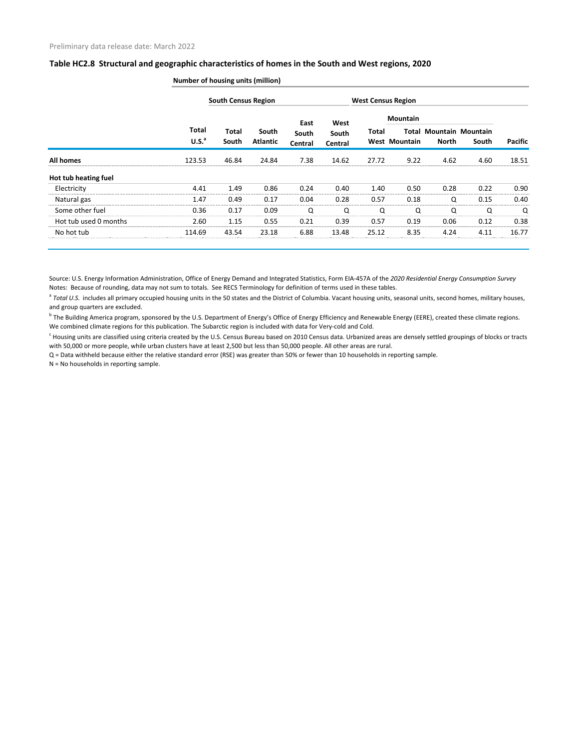Preliminary data release date: March 2022

**Table HC2.8 Structural and geographic characteristics of homes in the South and West regions, 2020**

| | Number of housing units (million) | | | | | | | | | |
|---|---|---|---|---|---|---|---|---|---|---|
| | | South Census Region | | | | West Census Region | | | | |
| | | | | | | | Mountain | | | |
| | Total U.S.[a] | Total South | South Atlantic | East South Central | West South Central | Total West | Total Mountain | Mountain North | Mountain South | Pacific |
| **All homes** | 123.53 | 46.84 | 24.84 | 7.38 | 14.62 | 27.72 | 9.22 | 4.62 | 4.60 | 18.51 |
| **Hot tub heating fuel** | | | | | | | | | | |
| Electricity | 4.41 | 1.49 | 0.86 | 0.24 | 0.40 | 1.40 | 0.50 | 0.28 | 0.22 | 0.90 |
| Natural gas | 1.47 | 0.49 | 0.17 | 0.04 | 0.28 | 0.57 | 0.18 | Q | 0.15 | 0.40 |
| Some other fuel | 0.36 | 0.17 | 0.09 | Q | Q | Q | Q | Q | Q | Q |
| Hot tub used 0 months | 2.60 | 1.15 | 0.55 | 0.21 | 0.39 | 0.57 | 0.19 | 0.06 | 0.12 | 0.38 |
| No hot tub | 114.69 | 43.54 | 23.18 | 6.88 | 13.48 | 25.12 | 8.35 | 4.24 | 4.11 | 16.77 |

Source: U.S. Energy Information Administration, Office of Energy Demand and Integrated Statistics, Form EIA-457A of the *2020 Residential Energy Consumption Survey*

Notes: Because of rounding, data may not sum to totals. See RECS Terminology for definition of terms used in these tables.

[a] *Total U.S.* includes all primary occupied housing units in the 50 states and the District of Columbia. Vacant housing units, seasonal units, second homes, military houses, and group quarters are excluded.

[b] The Building America program, sponsored by the U.S. Department of Energy's Office of Energy Efficiency and Renewable Energy (EERE), created these climate regions. We combined climate regions for this publication. The Subarctic region is included with data for Very-cold and Cold.

[c] Housing units are classified using criteria created by the U.S. Census Bureau based on 2010 Census data. Urbanized areas are densely settled groupings of blocks or tracts with 50,000 or more people, while urban clusters have at least 2,500 but less than 50,000 people. All other areas are rural.

Q = Data withheld because either the relative standard error (RSE) was greater than 50% or fewer than 10 households in reporting sample.

N = No households in reporting sample.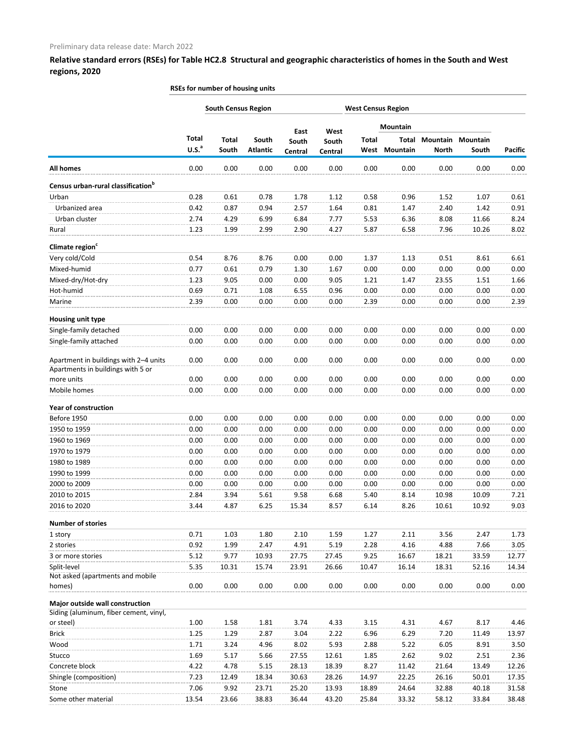Preliminary data release date: March 2022

## Relative standard errors (RSEs) for Table HC2.8 Structural and geographic characteristics of homes in the South and West regions, 2020

| | RSEs for number of housing units | | | | | | | | | |
|---|---|---|---|---|---|---|---|---|---|---|
| | | South Census Region | | | | West Census Region | | | | |
| | | | | | | | Mountain | | | |
| | Total U.S.[a] | Total South | South Atlantic | East South Central | West South Central | Total West | Total Mountain | Mountain North | Mountain South | Pacific |
| **All homes** | 0.00 | 0.00 | 0.00 | 0.00 | 0.00 | 0.00 | 0.00 | 0.00 | 0.00 | 0.00 |
| **Census urban-rural classification[b]** | | | | | | | | | | |
| Urban | 0.28 | 0.61 | 0.78 | 1.78 | 1.12 | 0.58 | 0.96 | 1.52 | 1.07 | 0.61 |
| Urbanized area | 0.42 | 0.87 | 0.94 | 2.57 | 1.64 | 0.81 | 1.47 | 2.40 | 1.42 | 0.91 |
| Urban cluster | 2.74 | 4.29 | 6.99 | 6.84 | 7.77 | 5.53 | 6.36 | 8.08 | 11.66 | 8.24 |
| Rural | 1.23 | 1.99 | 2.99 | 2.90 | 4.27 | 5.87 | 6.58 | 7.96 | 10.26 | 8.02 |
| **Climate region[c]** | | | | | | | | | | |
| Very cold/Cold | 0.54 | 8.76 | 8.76 | 0.00 | 0.00 | 1.37 | 1.13 | 0.51 | 8.61 | 6.61 |
| Mixed-humid | 0.77 | 0.61 | 0.79 | 1.30 | 1.67 | 0.00 | 0.00 | 0.00 | 0.00 | 0.00 |
| Mixed-dry/Hot-dry | 1.23 | 9.05 | 0.00 | 0.00 | 9.05 | 1.21 | 1.47 | 23.55 | 1.51 | 1.66 |
| Hot-humid | 0.69 | 0.71 | 1.08 | 6.55 | 0.96 | 0.00 | 0.00 | 0.00 | 0.00 | 0.00 |
| Marine | 2.39 | 0.00 | 0.00 | 0.00 | 0.00 | 2.39 | 0.00 | 0.00 | 0.00 | 2.39 |
| **Housing unit type** | | | | | | | | | | |
| Single-family detached | 0.00 | 0.00 | 0.00 | 0.00 | 0.00 | 0.00 | 0.00 | 0.00 | 0.00 | 0.00 |
| Single-family attached | 0.00 | 0.00 | 0.00 | 0.00 | 0.00 | 0.00 | 0.00 | 0.00 | 0.00 | 0.00 |
| Apartment in buildings with 2–4 units | 0.00 | 0.00 | 0.00 | 0.00 | 0.00 | 0.00 | 0.00 | 0.00 | 0.00 | 0.00 |
| Apartments in buildings with 5 or more units | 0.00 | 0.00 | 0.00 | 0.00 | 0.00 | 0.00 | 0.00 | 0.00 | 0.00 | 0.00 |
| Mobile homes | 0.00 | 0.00 | 0.00 | 0.00 | 0.00 | 0.00 | 0.00 | 0.00 | 0.00 | 0.00 |
| **Year of construction** | | | | | | | | | | |
| Before 1950 | 0.00 | 0.00 | 0.00 | 0.00 | 0.00 | 0.00 | 0.00 | 0.00 | 0.00 | 0.00 |
| 1950 to 1959 | 0.00 | 0.00 | 0.00 | 0.00 | 0.00 | 0.00 | 0.00 | 0.00 | 0.00 | 0.00 |
| 1960 to 1969 | 0.00 | 0.00 | 0.00 | 0.00 | 0.00 | 0.00 | 0.00 | 0.00 | 0.00 | 0.00 |
| 1970 to 1979 | 0.00 | 0.00 | 0.00 | 0.00 | 0.00 | 0.00 | 0.00 | 0.00 | 0.00 | 0.00 |
| 1980 to 1989 | 0.00 | 0.00 | 0.00 | 0.00 | 0.00 | 0.00 | 0.00 | 0.00 | 0.00 | 0.00 |
| 1990 to 1999 | 0.00 | 0.00 | 0.00 | 0.00 | 0.00 | 0.00 | 0.00 | 0.00 | 0.00 | 0.00 |
| 2000 to 2009 | 0.00 | 0.00 | 0.00 | 0.00 | 0.00 | 0.00 | 0.00 | 0.00 | 0.00 | 0.00 |
| 2010 to 2015 | 2.84 | 3.94 | 5.61 | 9.58 | 6.68 | 5.40 | 8.14 | 10.98 | 10.09 | 7.21 |
| 2016 to 2020 | 3.44 | 4.87 | 6.25 | 15.34 | 8.57 | 6.14 | 8.26 | 10.61 | 10.92 | 9.03 |
| **Number of stories** | | | | | | | | | | |
| 1 story | 0.71 | 1.03 | 1.80 | 2.10 | 1.59 | 1.27 | 2.11 | 3.56 | 2.47 | 1.73 |
| 2 stories | 0.92 | 1.99 | 2.47 | 4.91 | 5.19 | 2.28 | 4.16 | 4.88 | 7.66 | 3.05 |
| 3 or more stories | 5.12 | 9.77 | 10.93 | 27.75 | 27.45 | 9.25 | 16.67 | 18.21 | 33.59 | 12.77 |
| Split-level | 5.35 | 10.31 | 15.74 | 23.91 | 26.66 | 10.47 | 16.14 | 18.31 | 52.16 | 14.34 |
| Not asked (apartments and mobile homes) | 0.00 | 0.00 | 0.00 | 0.00 | 0.00 | 0.00 | 0.00 | 0.00 | 0.00 | 0.00 |
| **Major outside wall construction** | | | | | | | | | | |
| Siding (aluminum, fiber cement, vinyl, or steel) | 1.00 | 1.58 | 1.81 | 3.74 | 4.33 | 3.15 | 4.31 | 4.67 | 8.17 | 4.46 |
| Brick | 1.25 | 1.29 | 2.87 | 3.04 | 2.22 | 6.96 | 6.29 | 7.20 | 11.49 | 13.97 |
| Wood | 1.71 | 3.24 | 4.96 | 8.02 | 5.93 | 2.88 | 5.22 | 6.05 | 8.91 | 3.50 |
| Stucco | 1.69 | 5.17 | 5.66 | 27.55 | 12.61 | 1.85 | 2.62 | 9.02 | 2.51 | 2.36 |
| Concrete block | 4.22 | 4.78 | 5.15 | 28.13 | 18.39 | 8.27 | 11.42 | 21.64 | 13.49 | 12.26 |
| Shingle (composition) | 7.23 | 12.49 | 18.34 | 30.63 | 28.26 | 14.97 | 22.25 | 26.16 | 50.01 | 17.35 |
| Stone | 7.06 | 9.92 | 23.71 | 25.20 | 13.93 | 18.89 | 24.64 | 32.88 | 40.18 | 31.58 |
| Some other material | 13.54 | 23.66 | 38.83 | 36.44 | 43.20 | 25.84 | 33.32 | 58.12 | 33.84 | 38.48 |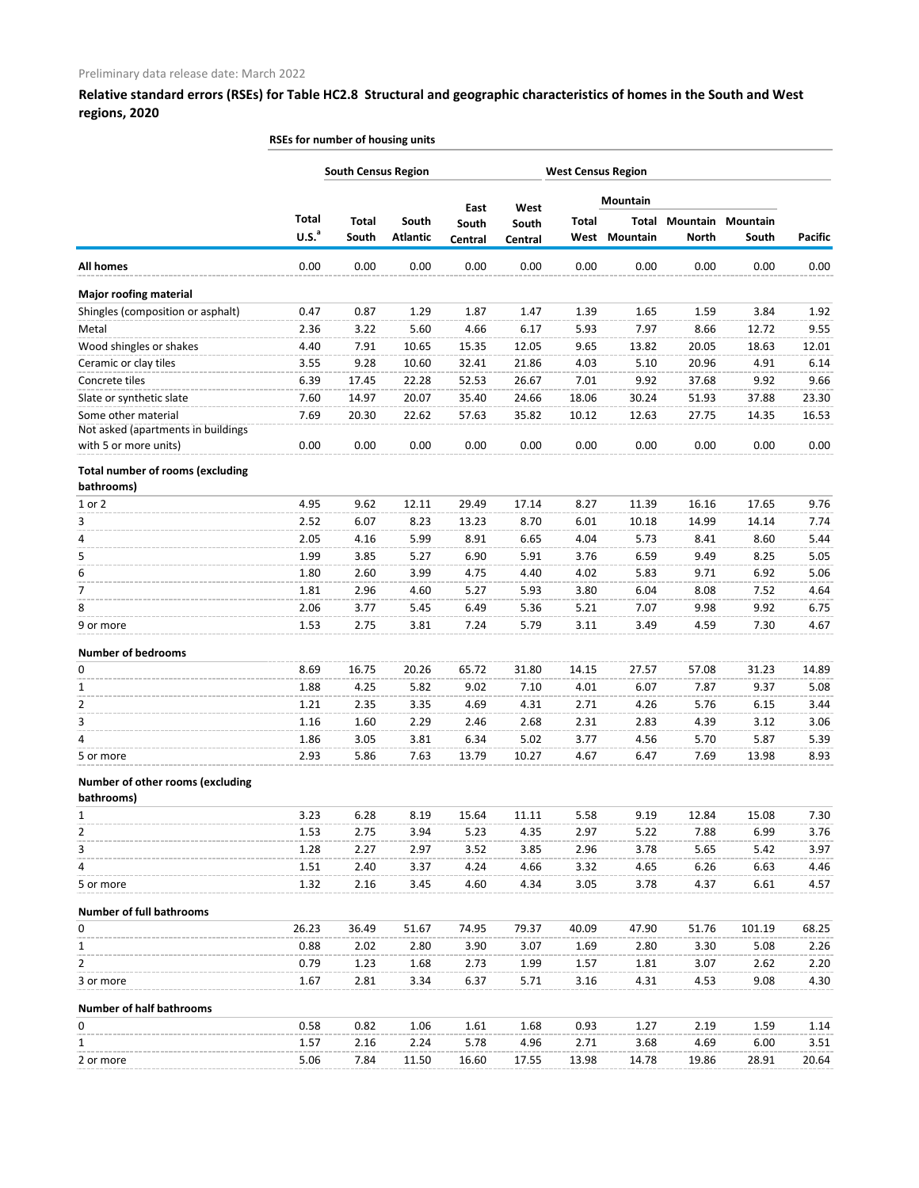Preliminary data release date: March 2022

**Relative standard errors (RSEs) for Table HC2.8 Structural and geographic characteristics of homes in the South and West regions, 2020**

| | RSEs for number of housing units | | | | | | | | | |
|---|---|---|---|---|---|---|---|---|---|---|
| | | South Census Region | | | | West Census Region | | | | |
| | | | | | | | Mountain | | | |
| | Total U.S.[a] | Total South | South Atlantic | East South Central | West South Central | Total West | Total Mountain | Mountain North | Mountain South | Pacific |
| **All homes** | 0.00 | 0.00 | 0.00 | 0.00 | 0.00 | 0.00 | 0.00 | 0.00 | 0.00 | 0.00 |
| **Major roofing material** | | | | | | | | | | |
| Shingles (composition or asphalt) | 0.47 | 0.87 | 1.29 | 1.87 | 1.47 | 1.39 | 1.65 | 1.59 | 3.84 | 1.92 |
| Metal | 2.36 | 3.22 | 5.60 | 4.66 | 6.17 | 5.93 | 7.97 | 8.66 | 12.72 | 9.55 |
| Wood shingles or shakes | 4.40 | 7.91 | 10.65 | 15.35 | 12.05 | 9.65 | 13.82 | 20.05 | 18.63 | 12.01 |
| Ceramic or clay tiles | 3.55 | 9.28 | 10.60 | 32.41 | 21.86 | 4.03 | 5.10 | 20.96 | 4.91 | 6.14 |
| Concrete tiles | 6.39 | 17.45 | 22.28 | 52.53 | 26.67 | 7.01 | 9.92 | 37.68 | 9.92 | 9.66 |
| Slate or synthetic slate | 7.60 | 14.97 | 20.07 | 35.40 | 24.66 | 18.06 | 30.24 | 51.93 | 37.88 | 23.30 |
| Some other material | 7.69 | 20.30 | 22.62 | 57.63 | 35.82 | 10.12 | 12.63 | 27.75 | 14.35 | 16.53 |
| Not asked (apartments in buildings with 5 or more units) | 0.00 | 0.00 | 0.00 | 0.00 | 0.00 | 0.00 | 0.00 | 0.00 | 0.00 | 0.00 |
| **Total number of rooms (excluding bathrooms)** | | | | | | | | | | |
| 1 or 2 | 4.95 | 9.62 | 12.11 | 29.49 | 17.14 | 8.27 | 11.39 | 16.16 | 17.65 | 9.76 |
| 3 | 2.52 | 6.07 | 8.23 | 13.23 | 8.70 | 6.01 | 10.18 | 14.99 | 14.14 | 7.74 |
| 4 | 2.05 | 4.16 | 5.99 | 8.91 | 6.65 | 4.04 | 5.73 | 8.41 | 8.60 | 5.44 |
| 5 | 1.99 | 3.85 | 5.27 | 6.90 | 5.91 | 3.76 | 6.59 | 9.49 | 8.25 | 5.05 |
| 6 | 1.80 | 2.60 | 3.99 | 4.75 | 4.40 | 4.02 | 5.83 | 9.71 | 6.92 | 5.06 |
| 7 | 1.81 | 2.96 | 4.60 | 5.27 | 5.93 | 3.80 | 6.04 | 8.08 | 7.52 | 4.64 |
| 8 | 2.06 | 3.77 | 5.45 | 6.49 | 5.36 | 5.21 | 7.07 | 9.98 | 9.92 | 6.75 |
| 9 or more | 1.53 | 2.75 | 3.81 | 7.24 | 5.79 | 3.11 | 3.49 | 4.59 | 7.30 | 4.67 |
| **Number of bedrooms** | | | | | | | | | | |
| 0 | 8.69 | 16.75 | 20.26 | 65.72 | 31.80 | 14.15 | 27.57 | 57.08 | 31.23 | 14.89 |
| 1 | 1.88 | 4.25 | 5.82 | 9.02 | 7.10 | 4.01 | 6.07 | 7.87 | 9.37 | 5.08 |
| 2 | 1.21 | 2.35 | 3.35 | 4.69 | 4.31 | 2.71 | 4.26 | 5.76 | 6.15 | 3.44 |
| 3 | 1.16 | 1.60 | 2.29 | 2.46 | 2.68 | 2.31 | 2.83 | 4.39 | 3.12 | 3.06 |
| 4 | 1.86 | 3.05 | 3.81 | 6.34 | 5.02 | 3.77 | 4.56 | 5.70 | 5.87 | 5.39 |
| 5 or more | 2.93 | 5.86 | 7.63 | 13.79 | 10.27 | 4.67 | 6.47 | 7.69 | 13.98 | 8.93 |
| **Number of other rooms (excluding bathrooms)** | | | | | | | | | | |
| 1 | 3.23 | 6.28 | 8.19 | 15.64 | 11.11 | 5.58 | 9.19 | 12.84 | 15.08 | 7.30 |
| 2 | 1.53 | 2.75 | 3.94 | 5.23 | 4.35 | 2.97 | 5.22 | 7.88 | 6.99 | 3.76 |
| 3 | 1.28 | 2.27 | 2.97 | 3.52 | 3.85 | 2.96 | 3.78 | 5.65 | 5.42 | 3.97 |
| 4 | 1.51 | 2.40 | 3.37 | 4.24 | 4.66 | 3.32 | 4.65 | 6.26 | 6.63 | 4.46 |
| 5 or more | 1.32 | 2.16 | 3.45 | 4.60 | 4.34 | 3.05 | 3.78 | 4.37 | 6.61 | 4.57 |
| **Number of full bathrooms** | | | | | | | | | | |
| 0 | 26.23 | 36.49 | 51.67 | 74.95 | 79.37 | 40.09 | 47.90 | 51.76 | 101.19 | 68.25 |
| 1 | 0.88 | 2.02 | 2.80 | 3.90 | 3.07 | 1.69 | 2.80 | 3.30 | 5.08 | 2.26 |
| 2 | 0.79 | 1.23 | 1.68 | 2.73 | 1.99 | 1.57 | 1.81 | 3.07 | 2.62 | 2.20 |
| 3 or more | 1.67 | 2.81 | 3.34 | 6.37 | 5.71 | 3.16 | 4.31 | 4.53 | 9.08 | 4.30 |
| **Number of half bathrooms** | | | | | | | | | | |
| 0 | 0.58 | 0.82 | 1.06 | 1.61 | 1.68 | 0.93 | 1.27 | 2.19 | 1.59 | 1.14 |
| 1 | 1.57 | 2.16 | 2.24 | 5.78 | 4.96 | 2.71 | 3.68 | 4.69 | 6.00 | 3.51 |
| 2 or more | 5.06 | 7.84 | 11.50 | 16.60 | 17.55 | 13.98 | 14.78 | 19.86 | 28.91 | 20.64 |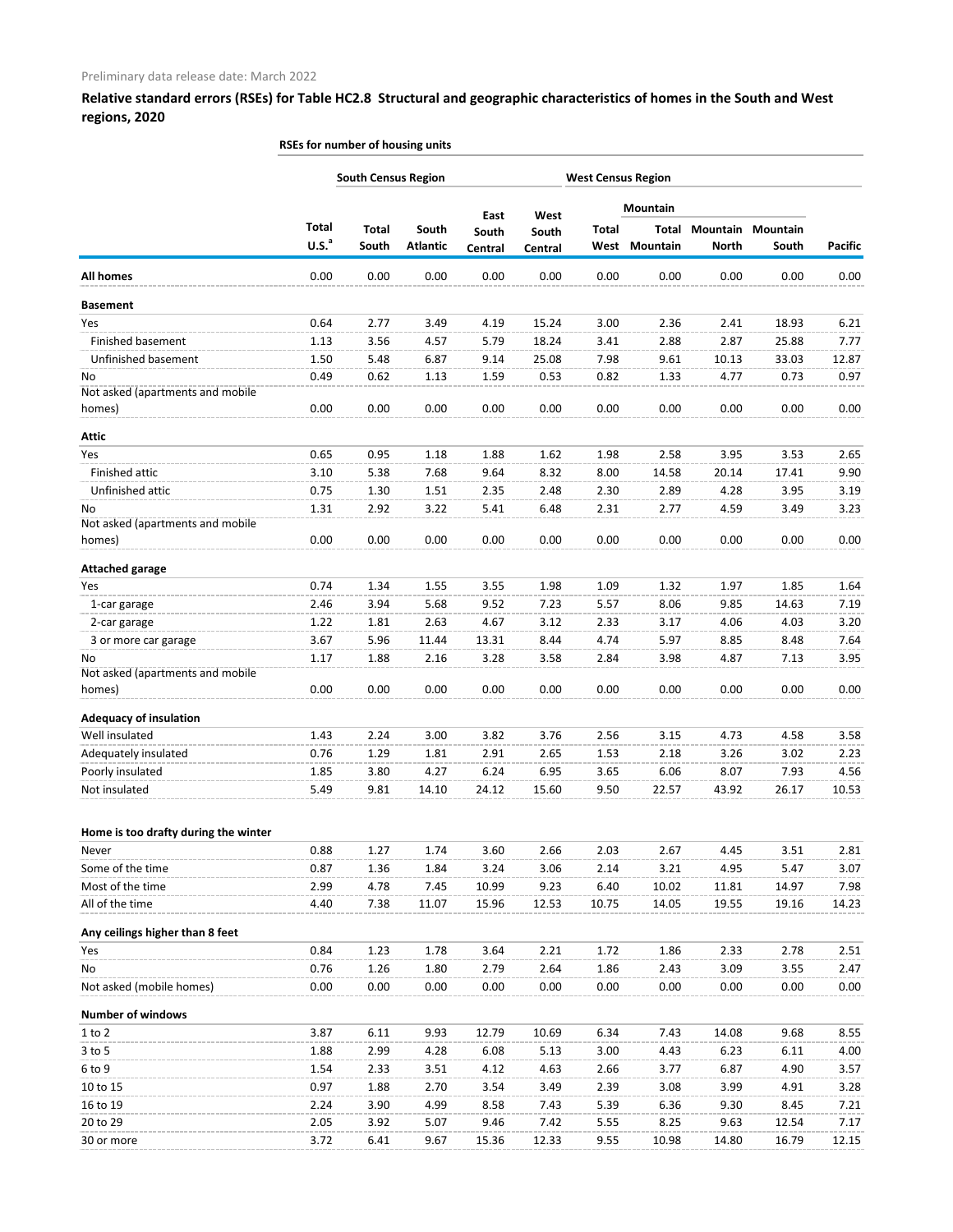Preliminary data release date: March 2022

## Relative standard errors (RSEs) for Table HC2.8 Structural and geographic characteristics of homes in the South and West regions, 2020

| | RSEs for number of housing units | | | | | | | | | |
|---|---|---|---|---|---|---|---|---|---|---|
| | | South Census Region | | | | West Census Region | | | | |
| | | | | | | | Mountain | | | |
| | Total U.S.[a] | Total South | South Atlantic | East South Central | West South Central | Total West | Total Mountain | Mountain North | Mountain South | Pacific |
| **All homes** | 0.00 | 0.00 | 0.00 | 0.00 | 0.00 | 0.00 | 0.00 | 0.00 | 0.00 | 0.00 |
| **Basement** | | | | | | | | | | |
| Yes | 0.64 | 2.77 | 3.49 | 4.19 | 15.24 | 3.00 | 2.36 | 2.41 | 18.93 | 6.21 |
| Finished basement | 1.13 | 3.56 | 4.57 | 5.79 | 18.24 | 3.41 | 2.88 | 2.87 | 25.88 | 7.77 |
| Unfinished basement | 1.50 | 5.48 | 6.87 | 9.14 | 25.08 | 7.98 | 9.61 | 10.13 | 33.03 | 12.87 |
| No | 0.49 | 0.62 | 1.13 | 1.59 | 0.53 | 0.82 | 1.33 | 4.77 | 0.73 | 0.97 |
| Not asked (apartments and mobile homes) | 0.00 | 0.00 | 0.00 | 0.00 | 0.00 | 0.00 | 0.00 | 0.00 | 0.00 | 0.00 |
| **Attic** | | | | | | | | | | |
| Yes | 0.65 | 0.95 | 1.18 | 1.88 | 1.62 | 1.98 | 2.58 | 3.95 | 3.53 | 2.65 |
| Finished attic | 3.10 | 5.38 | 7.68 | 9.64 | 8.32 | 8.00 | 14.58 | 20.14 | 17.41 | 9.90 |
| Unfinished attic | 0.75 | 1.30 | 1.51 | 2.35 | 2.48 | 2.30 | 2.89 | 4.28 | 3.95 | 3.19 |
| No | 1.31 | 2.92 | 3.22 | 5.41 | 6.48 | 2.31 | 2.77 | 4.59 | 3.49 | 3.23 |
| Not asked (apartments and mobile homes) | 0.00 | 0.00 | 0.00 | 0.00 | 0.00 | 0.00 | 0.00 | 0.00 | 0.00 | 0.00 |
| **Attached garage** | | | | | | | | | | |
| Yes | 0.74 | 1.34 | 1.55 | 3.55 | 1.98 | 1.09 | 1.32 | 1.97 | 1.85 | 1.64 |
| 1-car garage | 2.46 | 3.94 | 5.68 | 9.52 | 7.23 | 5.57 | 8.06 | 9.85 | 14.63 | 7.19 |
| 2-car garage | 1.22 | 1.81 | 2.63 | 4.67 | 3.12 | 2.33 | 3.17 | 4.06 | 4.03 | 3.20 |
| 3 or more car garage | 3.67 | 5.96 | 11.44 | 13.31 | 8.44 | 4.74 | 5.97 | 8.85 | 8.48 | 7.64 |
| No | 1.17 | 1.88 | 2.16 | 3.28 | 3.58 | 2.84 | 3.98 | 4.87 | 7.13 | 3.95 |
| Not asked (apartments and mobile homes) | 0.00 | 0.00 | 0.00 | 0.00 | 0.00 | 0.00 | 0.00 | 0.00 | 0.00 | 0.00 |
| **Adequacy of insulation** | | | | | | | | | | |
| Well insulated | 1.43 | 2.24 | 3.00 | 3.82 | 3.76 | 2.56 | 3.15 | 4.73 | 4.58 | 3.58 |
| Adequately insulated | 0.76 | 1.29 | 1.81 | 2.91 | 2.65 | 1.53 | 2.18 | 3.26 | 3.02 | 2.23 |
| Poorly insulated | 1.85 | 3.80 | 4.27 | 6.24 | 6.95 | 3.65 | 6.06 | 8.07 | 7.93 | 4.56 |
| Not insulated | 5.49 | 9.81 | 14.10 | 24.12 | 15.60 | 9.50 | 22.57 | 43.92 | 26.17 | 10.53 |
| **Home is too drafty during the winter** | | | | | | | | | | |
| Never | 0.88 | 1.27 | 1.74 | 3.60 | 2.66 | 2.03 | 2.67 | 4.45 | 3.51 | 2.81 |
| Some of the time | 0.87 | 1.36 | 1.84 | 3.24 | 3.06 | 2.14 | 3.21 | 4.95 | 5.47 | 3.07 |
| Most of the time | 2.99 | 4.78 | 7.45 | 10.99 | 9.23 | 6.40 | 10.02 | 11.81 | 14.97 | 7.98 |
| All of the time | 4.40 | 7.38 | 11.07 | 15.96 | 12.53 | 10.75 | 14.05 | 19.55 | 19.16 | 14.23 |
| **Any ceilings higher than 8 feet** | | | | | | | | | | |
| Yes | 0.84 | 1.23 | 1.78 | 3.64 | 2.21 | 1.72 | 1.86 | 2.33 | 2.78 | 2.51 |
| No | 0.76 | 1.26 | 1.80 | 2.79 | 2.64 | 1.86 | 2.43 | 3.09 | 3.55 | 2.47 |
| Not asked (mobile homes) | 0.00 | 0.00 | 0.00 | 0.00 | 0.00 | 0.00 | 0.00 | 0.00 | 0.00 | 0.00 |
| **Number of windows** | | | | | | | | | | |
| 1 to 2 | 3.87 | 6.11 | 9.93 | 12.79 | 10.69 | 6.34 | 7.43 | 14.08 | 9.68 | 8.55 |
| 3 to 5 | 1.88 | 2.99 | 4.28 | 6.08 | 5.13 | 3.00 | 4.43 | 6.23 | 6.11 | 4.00 |
| 6 to 9 | 1.54 | 2.33 | 3.51 | 4.12 | 4.63 | 2.66 | 3.77 | 6.87 | 4.90 | 3.57 |
| 10 to 15 | 0.97 | 1.88 | 2.70 | 3.54 | 3.49 | 2.39 | 3.08 | 3.99 | 4.91 | 3.28 |
| 16 to 19 | 2.24 | 3.90 | 4.99 | 8.58 | 7.43 | 5.39 | 6.36 | 9.30 | 8.45 | 7.21 |
| 20 to 29 | 2.05 | 3.92 | 5.07 | 9.46 | 7.42 | 5.55 | 8.25 | 9.63 | 12.54 | 7.17 |
| 30 or more | 3.72 | 6.41 | 9.67 | 15.36 | 12.33 | 9.55 | 10.98 | 14.80 | 16.79 | 12.15 |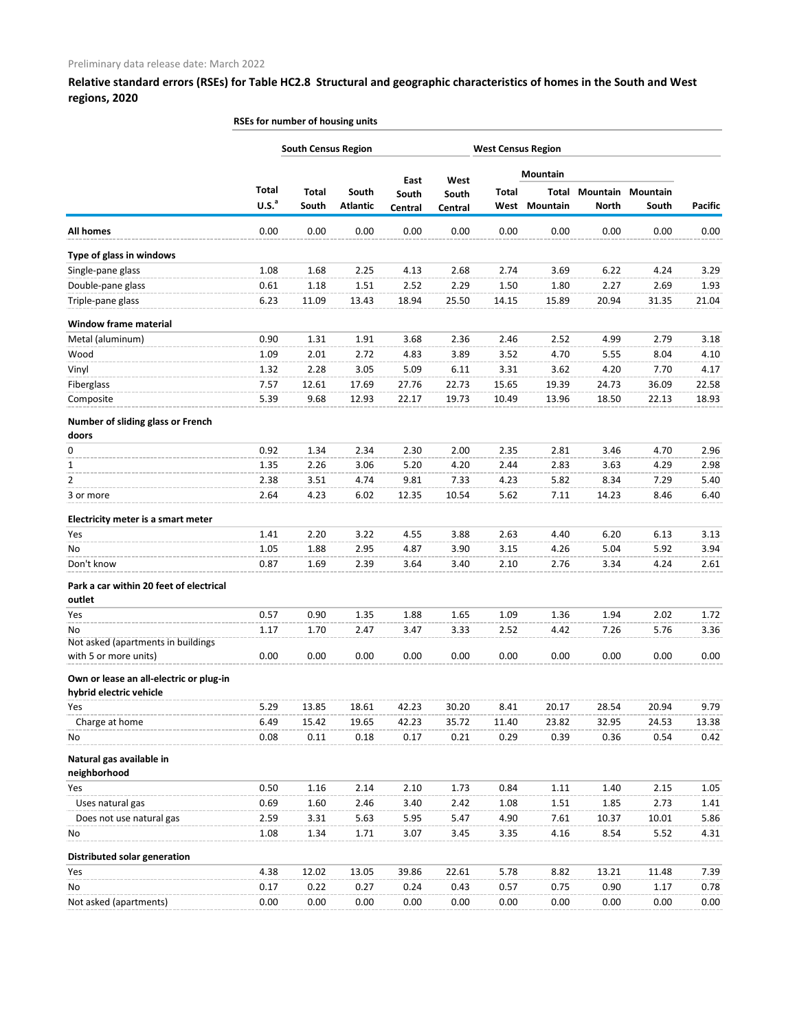Preliminary data release date: March 2022

## Relative standard errors (RSEs) for Table HC2.8 Structural and geographic characteristics of homes in the South and West regions, 2020

| | RSEs for number of housing units | | | | | | | | | |
|---|---|---|---|---|---|---|---|---|---|---|
| | | South Census Region | | | | West Census Region | | | | |
| | | | | | | | Mountain | | | |
| | Total U.S.[a] | Total South | South Atlantic | East South Central | West South Central | Total West | Total Mountain | Mountain North | Mountain South | Pacific |
| **All homes** | 0.00 | 0.00 | 0.00 | 0.00 | 0.00 | 0.00 | 0.00 | 0.00 | 0.00 | 0.00 |
| **Type of glass in windows** | | | | | | | | | | |
| Single-pane glass | 1.08 | 1.68 | 2.25 | 4.13 | 2.68 | 2.74 | 3.69 | 6.22 | 4.24 | 3.29 |
| Double-pane glass | 0.61 | 1.18 | 1.51 | 2.52 | 2.29 | 1.50 | 1.80 | 2.27 | 2.69 | 1.93 |
| Triple-pane glass | 6.23 | 11.09 | 13.43 | 18.94 | 25.50 | 14.15 | 15.89 | 20.94 | 31.35 | 21.04 |
| **Window frame material** | | | | | | | | | | |
| Metal (aluminum) | 0.90 | 1.31 | 1.91 | 3.68 | 2.36 | 2.46 | 2.52 | 4.99 | 2.79 | 3.18 |
| Wood | 1.09 | 2.01 | 2.72 | 4.83 | 3.89 | 3.52 | 4.70 | 5.55 | 8.04 | 4.10 |
| Vinyl | 1.32 | 2.28 | 3.05 | 5.09 | 6.11 | 3.31 | 3.62 | 4.20 | 7.70 | 4.17 |
| Fiberglass | 7.57 | 12.61 | 17.69 | 27.76 | 22.73 | 15.65 | 19.39 | 24.73 | 36.09 | 22.58 |
| Composite | 5.39 | 9.68 | 12.93 | 22.17 | 19.73 | 10.49 | 13.96 | 18.50 | 22.13 | 18.93 |
| **Number of sliding glass or French doors** | | | | | | | | | | |
| 0 | 0.92 | 1.34 | 2.34 | 2.30 | 2.00 | 2.35 | 2.81 | 3.46 | 4.70 | 2.96 |
| 1 | 1.35 | 2.26 | 3.06 | 5.20 | 4.20 | 2.44 | 2.83 | 3.63 | 4.29 | 2.98 |
| 2 | 2.38 | 3.51 | 4.74 | 9.81 | 7.33 | 4.23 | 5.82 | 8.34 | 7.29 | 5.40 |
| 3 or more | 2.64 | 4.23 | 6.02 | 12.35 | 10.54 | 5.62 | 7.11 | 14.23 | 8.46 | 6.40 |
| **Electricity meter is a smart meter** | | | | | | | | | | |
| Yes | 1.41 | 2.20 | 3.22 | 4.55 | 3.88 | 2.63 | 4.40 | 6.20 | 6.13 | 3.13 |
| No | 1.05 | 1.88 | 2.95 | 4.87 | 3.90 | 3.15 | 4.26 | 5.04 | 5.92 | 3.94 |
| Don't know | 0.87 | 1.69 | 2.39 | 3.64 | 3.40 | 2.10 | 2.76 | 3.34 | 4.24 | 2.61 |
| **Park a car within 20 feet of electrical outlet** | | | | | | | | | | |
| Yes | 0.57 | 0.90 | 1.35 | 1.88 | 1.65 | 1.09 | 1.36 | 1.94 | 2.02 | 1.72 |
| No | 1.17 | 1.70 | 2.47 | 3.47 | 3.33 | 2.52 | 4.42 | 7.26 | 5.76 | 3.36 |
| Not asked (apartments in buildings with 5 or more units) | 0.00 | 0.00 | 0.00 | 0.00 | 0.00 | 0.00 | 0.00 | 0.00 | 0.00 | 0.00 |
| **Own or lease an all-electric or plug-in hybrid electric vehicle** | | | | | | | | | | |
| Yes | 5.29 | 13.85 | 18.61 | 42.23 | 30.20 | 8.41 | 20.17 | 28.54 | 20.94 | 9.79 |
| Charge at home | 6.49 | 15.42 | 19.65 | 42.23 | 35.72 | 11.40 | 23.82 | 32.95 | 24.53 | 13.38 |
| No | 0.08 | 0.11 | 0.18 | 0.17 | 0.21 | 0.29 | 0.39 | 0.36 | 0.54 | 0.42 |
| **Natural gas available in neighborhood** | | | | | | | | | | |
| Yes | 0.50 | 1.16 | 2.14 | 2.10 | 1.73 | 0.84 | 1.11 | 1.40 | 2.15 | 1.05 |
| Uses natural gas | 0.69 | 1.60 | 2.46 | 3.40 | 2.42 | 1.08 | 1.51 | 1.85 | 2.73 | 1.41 |
| Does not use natural gas | 2.59 | 3.31 | 5.63 | 5.95 | 5.47 | 4.90 | 7.61 | 10.37 | 10.01 | 5.86 |
| No | 1.08 | 1.34 | 1.71 | 3.07 | 3.45 | 3.35 | 4.16 | 8.54 | 5.52 | 4.31 |
| **Distributed solar generation** | | | | | | | | | | |
| Yes | 4.38 | 12.02 | 13.05 | 39.86 | 22.61 | 5.78 | 8.82 | 13.21 | 11.48 | 7.39 |
| No | 0.17 | 0.22 | 0.27 | 0.24 | 0.43 | 0.57 | 0.75 | 0.90 | 1.17 | 0.78 |
| Not asked (apartments) | 0.00 | 0.00 | 0.00 | 0.00 | 0.00 | 0.00 | 0.00 | 0.00 | 0.00 | 0.00 |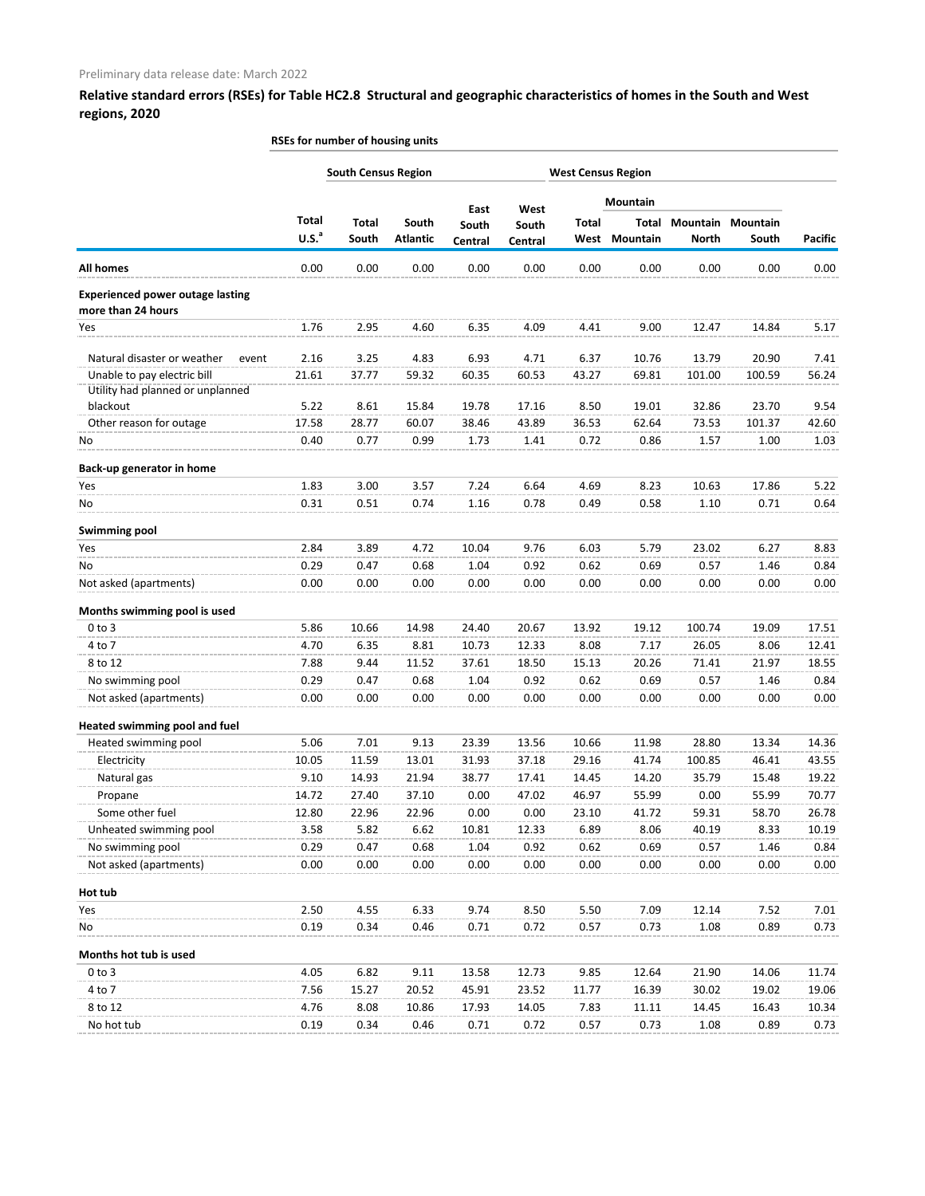Preliminary data release date: March 2022

## Relative standard errors (RSEs) for Table HC2.8 Structural and geographic characteristics of homes in the South and West regions, 2020

| | RSEs for number of housing units | | | | | | | | | |
|---|---|---|---|---|---|---|---|---|---|---|
| | | South Census Region | | | | West Census Region | | | | |
| | | | | | | | Mountain | | | |
| | Total U.S.[a] | Total South | South Atlantic | East South Central | West South Central | Total West | Total Mountain | Mountain North | Mountain South | Pacific |
| **All homes** | 0.00 | 0.00 | 0.00 | 0.00 | 0.00 | 0.00 | 0.00 | 0.00 | 0.00 | 0.00 |
| **Experienced power outage lasting more than 24 hours** | | | | | | | | | | |
| Yes | 1.76 | 2.95 | 4.60 | 6.35 | 4.09 | 4.41 | 9.00 | 12.47 | 14.84 | 5.17 |
| Natural disaster or weather event | 2.16 | 3.25 | 4.83 | 6.93 | 4.71 | 6.37 | 10.76 | 13.79 | 20.90 | 7.41 |
| Unable to pay electric bill | 21.61 | 37.77 | 59.32 | 60.35 | 60.53 | 43.27 | 69.81 | 101.00 | 100.59 | 56.24 |
| Utility had planned or unplanned blackout | 5.22 | 8.61 | 15.84 | 19.78 | 17.16 | 8.50 | 19.01 | 32.86 | 23.70 | 9.54 |
| Other reason for outage | 17.58 | 28.77 | 60.07 | 38.46 | 43.89 | 36.53 | 62.64 | 73.53 | 101.37 | 42.60 |
| No | 0.40 | 0.77 | 0.99 | 1.73 | 1.41 | 0.72 | 0.86 | 1.57 | 1.00 | 1.03 |
| **Back-up generator in home** | | | | | | | | | | |
| Yes | 1.83 | 3.00 | 3.57 | 7.24 | 6.64 | 4.69 | 8.23 | 10.63 | 17.86 | 5.22 |
| No | 0.31 | 0.51 | 0.74 | 1.16 | 0.78 | 0.49 | 0.58 | 1.10 | 0.71 | 0.64 |
| **Swimming pool** | | | | | | | | | | |
| Yes | 2.84 | 3.89 | 4.72 | 10.04 | 9.76 | 6.03 | 5.79 | 23.02 | 6.27 | 8.83 |
| No | 0.29 | 0.47 | 0.68 | 1.04 | 0.92 | 0.62 | 0.69 | 0.57 | 1.46 | 0.84 |
| Not asked (apartments) | 0.00 | 0.00 | 0.00 | 0.00 | 0.00 | 0.00 | 0.00 | 0.00 | 0.00 | 0.00 |
| **Months swimming pool is used** | | | | | | | | | | |
| 0 to 3 | 5.86 | 10.66 | 14.98 | 24.40 | 20.67 | 13.92 | 19.12 | 100.74 | 19.09 | 17.51 |
| 4 to 7 | 4.70 | 6.35 | 8.81 | 10.73 | 12.33 | 8.08 | 7.17 | 26.05 | 8.06 | 12.41 |
| 8 to 12 | 7.88 | 9.44 | 11.52 | 37.61 | 18.50 | 15.13 | 20.26 | 71.41 | 21.97 | 18.55 |
| No swimming pool | 0.29 | 0.47 | 0.68 | 1.04 | 0.92 | 0.62 | 0.69 | 0.57 | 1.46 | 0.84 |
| Not asked (apartments) | 0.00 | 0.00 | 0.00 | 0.00 | 0.00 | 0.00 | 0.00 | 0.00 | 0.00 | 0.00 |
| **Heated swimming pool and fuel** | | | | | | | | | | |
| Heated swimming pool | 5.06 | 7.01 | 9.13 | 23.39 | 13.56 | 10.66 | 11.98 | 28.80 | 13.34 | 14.36 |
| Electricity | 10.05 | 11.59 | 13.01 | 31.93 | 37.18 | 29.16 | 41.74 | 100.85 | 46.41 | 43.55 |
| Natural gas | 9.10 | 14.93 | 21.94 | 38.77 | 17.41 | 14.45 | 14.20 | 35.79 | 15.48 | 19.22 |
| Propane | 14.72 | 27.40 | 37.10 | 0.00 | 47.02 | 46.97 | 55.99 | 0.00 | 55.99 | 70.77 |
| Some other fuel | 12.80 | 22.96 | 22.96 | 0.00 | 0.00 | 23.10 | 41.72 | 59.31 | 58.70 | 26.78 |
| Unheated swimming pool | 3.58 | 5.82 | 6.62 | 10.81 | 12.33 | 6.89 | 8.06 | 40.19 | 8.33 | 10.19 |
| No swimming pool | 0.29 | 0.47 | 0.68 | 1.04 | 0.92 | 0.62 | 0.69 | 0.57 | 1.46 | 0.84 |
| Not asked (apartments) | 0.00 | 0.00 | 0.00 | 0.00 | 0.00 | 0.00 | 0.00 | 0.00 | 0.00 | 0.00 |
| **Hot tub** | | | | | | | | | | |
| Yes | 2.50 | 4.55 | 6.33 | 9.74 | 8.50 | 5.50 | 7.09 | 12.14 | 7.52 | 7.01 |
| No | 0.19 | 0.34 | 0.46 | 0.71 | 0.72 | 0.57 | 0.73 | 1.08 | 0.89 | 0.73 |
| **Months hot tub is used** | | | | | | | | | | |
| 0 to 3 | 4.05 | 6.82 | 9.11 | 13.58 | 12.73 | 9.85 | 12.64 | 21.90 | 14.06 | 11.74 |
| 4 to 7 | 7.56 | 15.27 | 20.52 | 45.91 | 23.52 | 11.77 | 16.39 | 30.02 | 19.02 | 19.06 |
| 8 to 12 | 4.76 | 8.08 | 10.86 | 17.93 | 14.05 | 7.83 | 11.11 | 14.45 | 16.43 | 10.34 |
| No hot tub | 0.19 | 0.34 | 0.46 | 0.71 | 0.72 | 0.57 | 0.73 | 1.08 | 0.89 | 0.73 |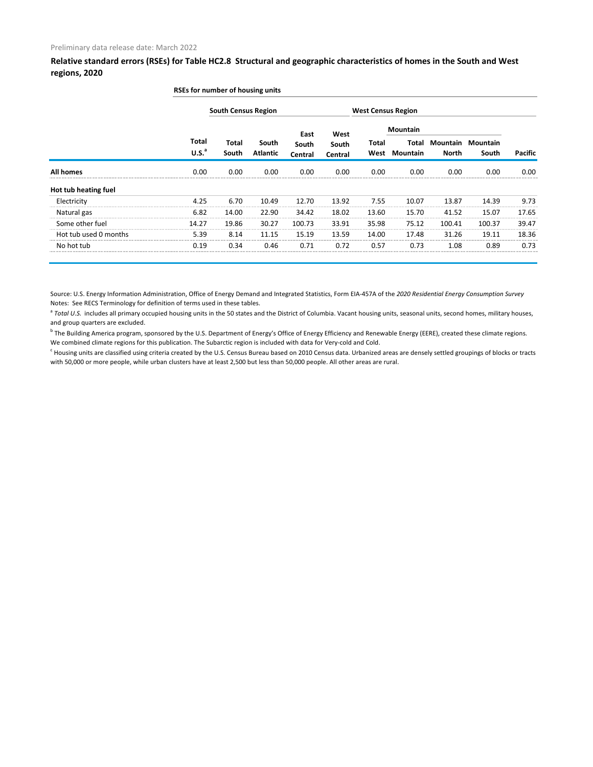Preliminary data release date: March 2022

## Relative standard errors (RSEs) for Table HC2.8 Structural and geographic characteristics of homes in the South and West regions, 2020

| | RSEs for number of housing units | | | | | | | | | |
|---|---|---|---|---|---|---|---|---|---|---|
| | | South Census Region | | | | West Census Region | | | | |
| | | | | | | | Mountain | | | |
| | Total U.S.[a] | Total South | South Atlantic | East South Central | West South Central | Total West | Total Mountain | Mountain North | Mountain South | Pacific |
| **All homes** | 0.00 | 0.00 | 0.00 | 0.00 | 0.00 | 0.00 | 0.00 | 0.00 | 0.00 | 0.00 |
| **Hot tub heating fuel** | | | | | | | | | | |
| Electricity | 4.25 | 6.70 | 10.49 | 12.70 | 13.92 | 7.55 | 10.07 | 13.87 | 14.39 | 9.73 |
| Natural gas | 6.82 | 14.00 | 22.90 | 34.42 | 18.02 | 13.60 | 15.70 | 41.52 | 15.07 | 17.65 |
| Some other fuel | 14.27 | 19.86 | 30.27 | 100.73 | 33.91 | 35.98 | 75.12 | 100.41 | 100.37 | 39.47 |
| Hot tub used 0 months | 5.39 | 8.14 | 11.15 | 15.19 | 13.59 | 14.00 | 17.48 | 31.26 | 19.11 | 18.36 |
| No hot tub | 0.19 | 0.34 | 0.46 | 0.71 | 0.72 | 0.57 | 0.73 | 1.08 | 0.89 | 0.73 |

Source: U.S. Energy Information Administration, Office of Energy Demand and Integrated Statistics, Form EIA-457A of the *2020 Residential Energy Consumption Survey*

Notes: See RECS Terminology for definition of terms used in these tables.

[a] *Total U.S.* includes all primary occupied housing units in the 50 states and the District of Columbia. Vacant housing units, seasonal units, second homes, military houses, and group quarters are excluded.

[b] The Building America program, sponsored by the U.S. Department of Energy's Office of Energy Efficiency and Renewable Energy (EERE), created these climate regions. We combined climate regions for this publication. The Subarctic region is included with data for Very-cold and Cold.

[c] Housing units are classified using criteria created by the U.S. Census Bureau based on 2010 Census data. Urbanized areas are densely settled groupings of blocks or tracts with 50,000 or more people, while urban clusters have at least 2,500 but less than 50,000 people. All other areas are rural.